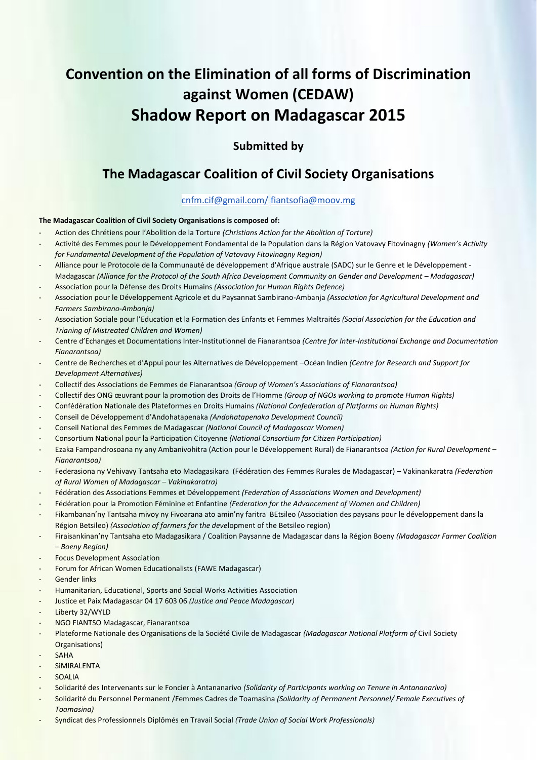# Convention on the Elimination of all forms of Discrimination against Women (CEDAW)
# Shadow Report on Madagascar 2015

### Submitted by

## The Madagascar Coalition of Civil Society Organisations

cnfm.cif@gmail.com/ fiantsofia@moov.mg

**The Madagascar Coalition of Civil Society Organisations is composed of:**

- Action des Chrétiens pour l'Abolition de la Torture *(Christians Action for the Abolition of Torture)*
- Activité des Femmes pour le Développement Fondamental de la Population dans la Région Vatovavy Fitovinagny *(Women's Activity for Fundamental Development of the Population of Vatovavy Fitovinagny Region)*
- Alliance pour le Protocole de la Communauté de développement d'Afrique australe (SADC) sur le Genre et le Développement - Madagascar *(Alliance for the Protocol of the South Africa Development Community on Gender and Development – Madagascar)*
- Association pour la Défense des Droits Humains *(Association for Human Rights Defence)*
- Association pour le Développement Agricole et du Paysannat Sambirano-Ambanja *(Association for Agricultural Development and Farmers Sambirano-Ambanja)*
- Association Sociale pour l'Education et la Formation des Enfants et Femmes Maltraités *(Social Association for the Education and Trianing of Mistreated Children and Women)*
- Centre d'Echanges et Documentations Inter-Institutionnel de Fianarantsoa *(Centre for Inter-Institutional Exchange and Documentation Fianarantsoa)*
- Centre de Recherches et d'Appui pour les Alternatives de Développement –Océan Indien *(Centre for Research and Support for Development Alternatives)*
- Collectif des Associations de Femmes de Fianarantsoa *(Group of Women's Associations of Fianarantsoa)*
- Collectif des ONG œuvrant pour la promotion des Droits de l'Homme *(Group of NGOs working to promote Human Rights)*
- Confédération Nationale des Plateformes en Droits Humains *(National Confederation of Platforms on Human Rights)*
- Conseil de Développement d'Andohatapenaka *(Andohatapenaka Development Council)*
- Conseil National des Femmes de Madagascar *(National Council of Madagascar Women)*
- Consortium National pour la Participation Citoyenne *(National Consortium for Citizen Participation)*
- Ezaka Fampandrosoana ny any Ambanivohitra (Action pour le Développement Rural) de Fianarantsoa *(Action for Rural Development – Fianarantsoa)*
- Federasiona ny Vehivavy Tantsaha eto Madagasikara (Fédération des Femmes Rurales de Madagascar) – Vakinankaratra *(Federation of Rural Women of Madagascar – Vakinakaratra)*
- Fédération des Associations Femmes et Développement *(Federation of Associations Women and Development)*
- Fédération pour la Promotion Féminine et Enfantine *(Federation for the Advancement of Women and Children)*
- Fikambanan'ny Tantsaha mivoy ny Fivoarana ato amin'ny faritra BEtsileo (Association des paysans pour le développement dans la Région Betsileo) *(Association of farmers for the dev*elopment of the Betsileo region)
- Firaisankinan'ny Tantsaha eto Madagasikara / Coalition Paysanne de Madagascar dans la Région Boeny *(Madagascar Farmer Coalition – Boeny Region)*
- Focus Development Association
- Forum for African Women Educationalists (FAWE Madagascar)
- Gender links
- Humanitarian, Educational, Sports and Social Works Activities Association
- Justice et Paix Madagascar 04 17 603 06 *(Justice and Peace Madagascar)*
- Liberty 32/WYLD
- NGO FIANTSO Madagascar, Fianarantsoa
- Plateforme Nationale des Organisations de la Société Civile de Madagascar *(Madagascar National Platform of* Civil Society Organisations)
- SAHA
- SiMIRALENTA
- SOALIA
- Solidarité des Intervenants sur le Foncier à Antananarivo *(Solidarity of Participants working on Tenure in Antananarivo)*
- Solidarité du Personnel Permanent /Femmes Cadres de Toamasina *(Solidarity of Permanent Personnel/ Female Executives of Toamasina)*
- Syndicat des Professionnels Diplômés en Travail Social *(Trade Union of Social Work Professionals)*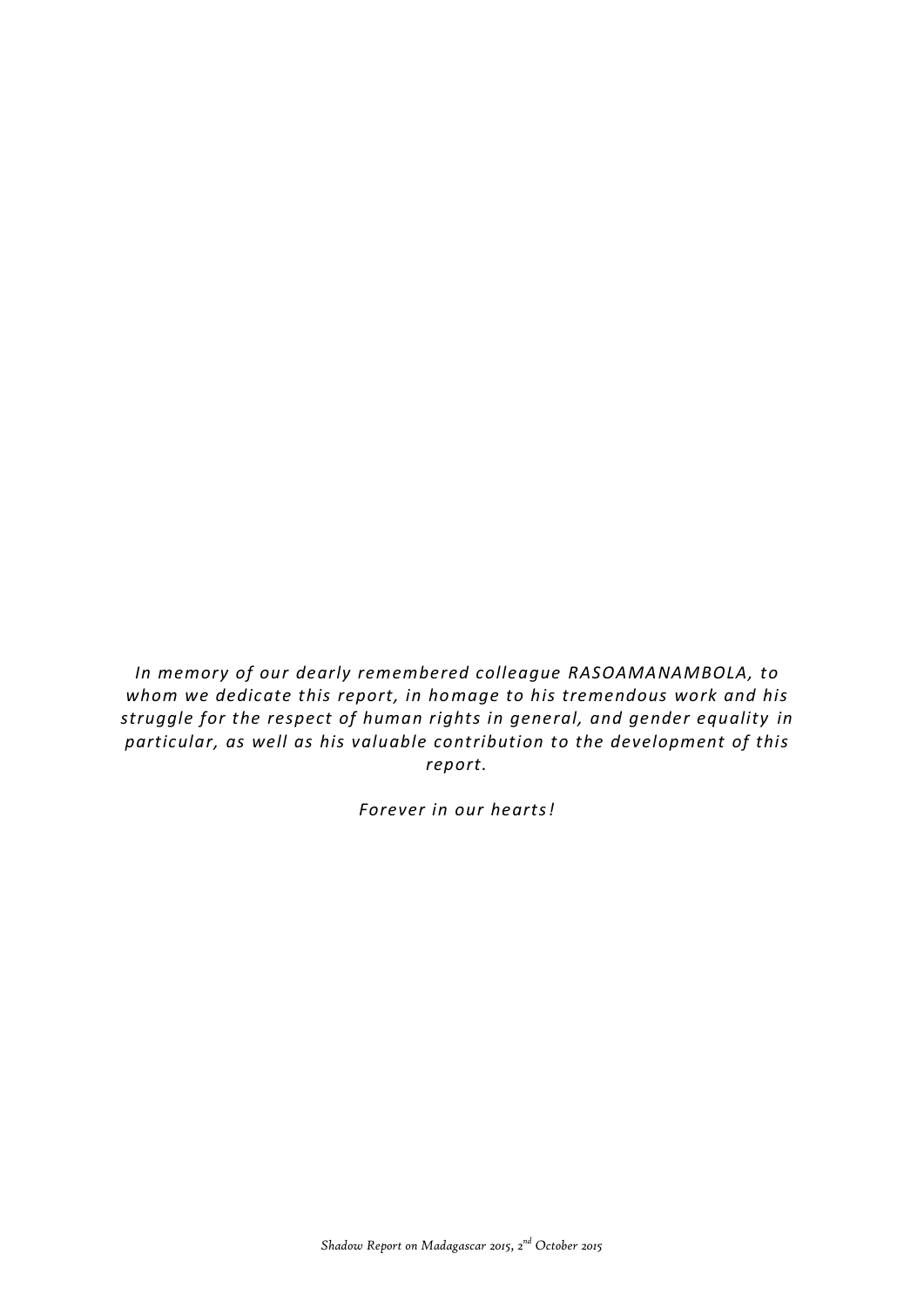*In memory of our dearly remembered colleague RASOAMANAMBOLA, to whom we dedicate this report, in homage to his tremendous work and his struggle for the respect of human rights in general, and gender equality in particular, as well as his valuable contribution to the development of this report.*

*Forever in our hearts!*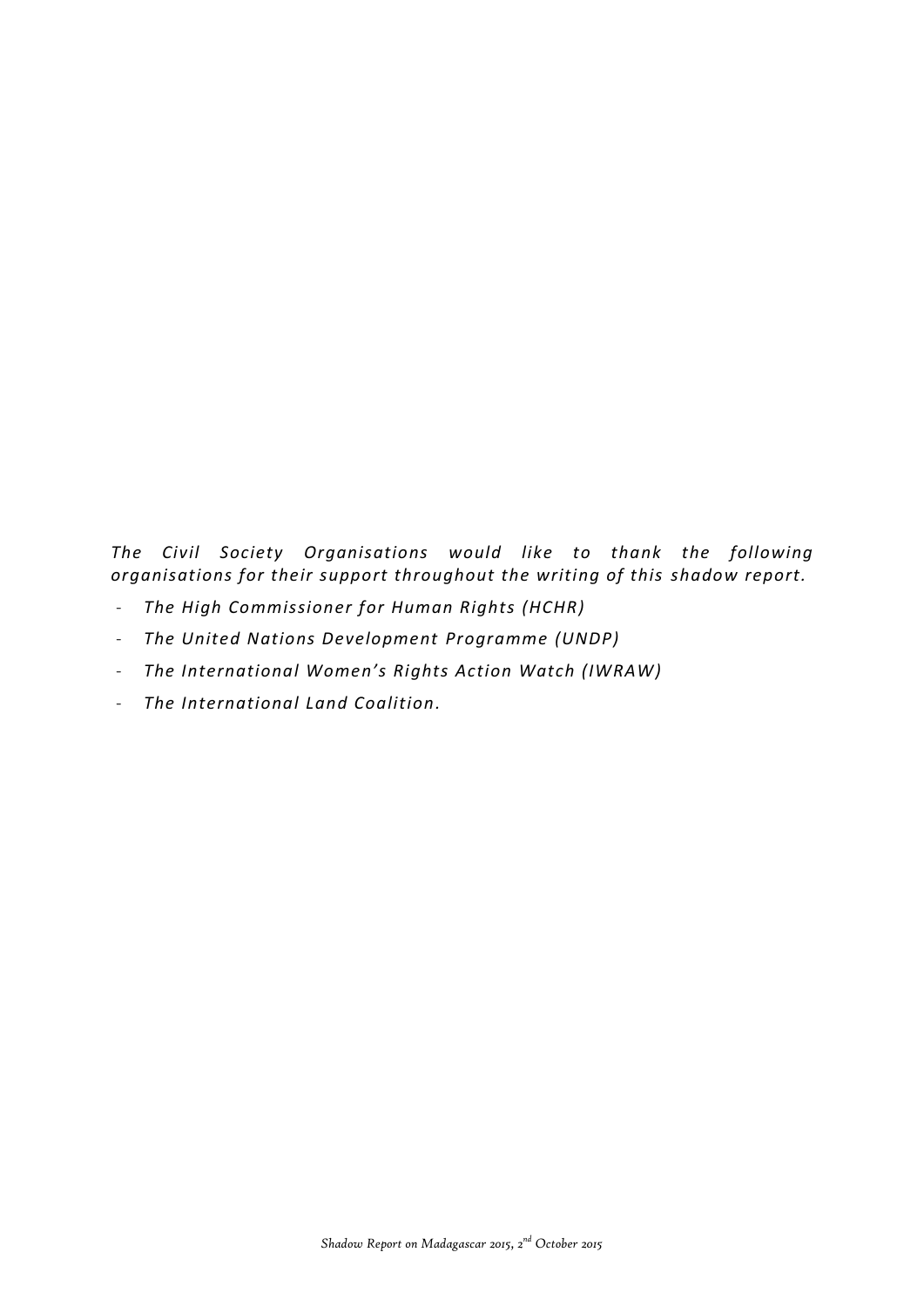*The Civil Society Organisations would like to thank the following organisations for their support throughout the writing of this shadow report.*

- *The High Commissioner for Human Rights (HCHR)*
- *The United Nations Development Programme (UNDP)*
- *The International Women's Rights Action Watch (IWRAW)*
- *The International Land Coalition.*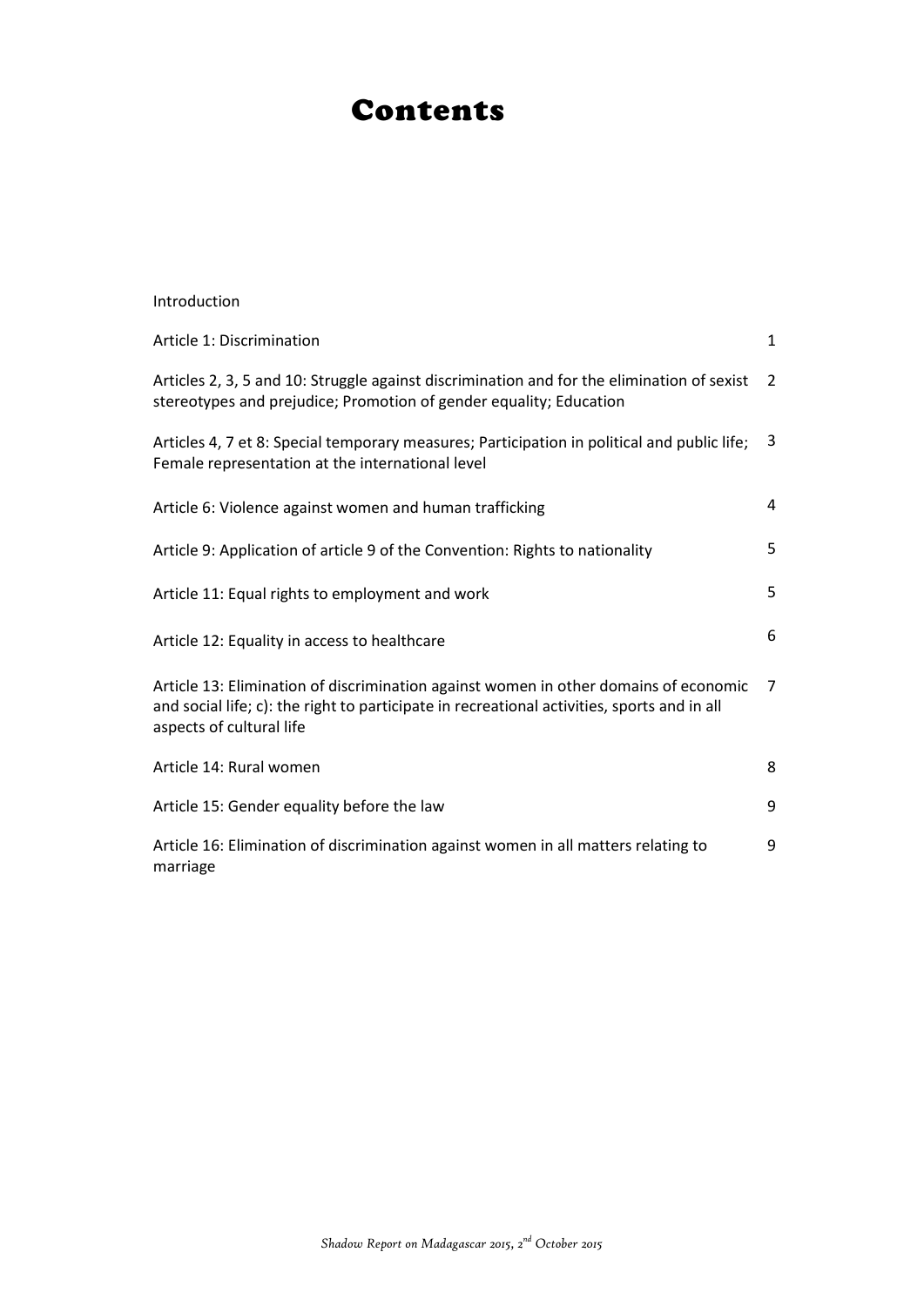# Contents

| | |
|---|---|
| Introduction | |
| Article 1: Discrimination | 1 |
| Articles 2, 3, 5 and 10: Struggle against discrimination and for the elimination of sexist stereotypes and prejudice; Promotion of gender equality; Education | 2 |
| Articles 4, 7 et 8: Special temporary measures; Participation in political and public life; Female representation at the international level | 3 |
| Article 6: Violence against women and human trafficking | 4 |
| Article 9: Application of article 9 of the Convention: Rights to nationality | 5 |
| Article 11: Equal rights to employment and work | 5 |
| Article 12: Equality in access to healthcare | 6 |
| Article 13: Elimination of discrimination against women in other domains of economic and social life; c): the right to participate in recreational activities, sports and in all aspects of cultural life | 7 |
| Article 14: Rural women | 8 |
| Article 15: Gender equality before the law | 9 |
| Article 16: Elimination of discrimination against women in all matters relating to marriage | 9 |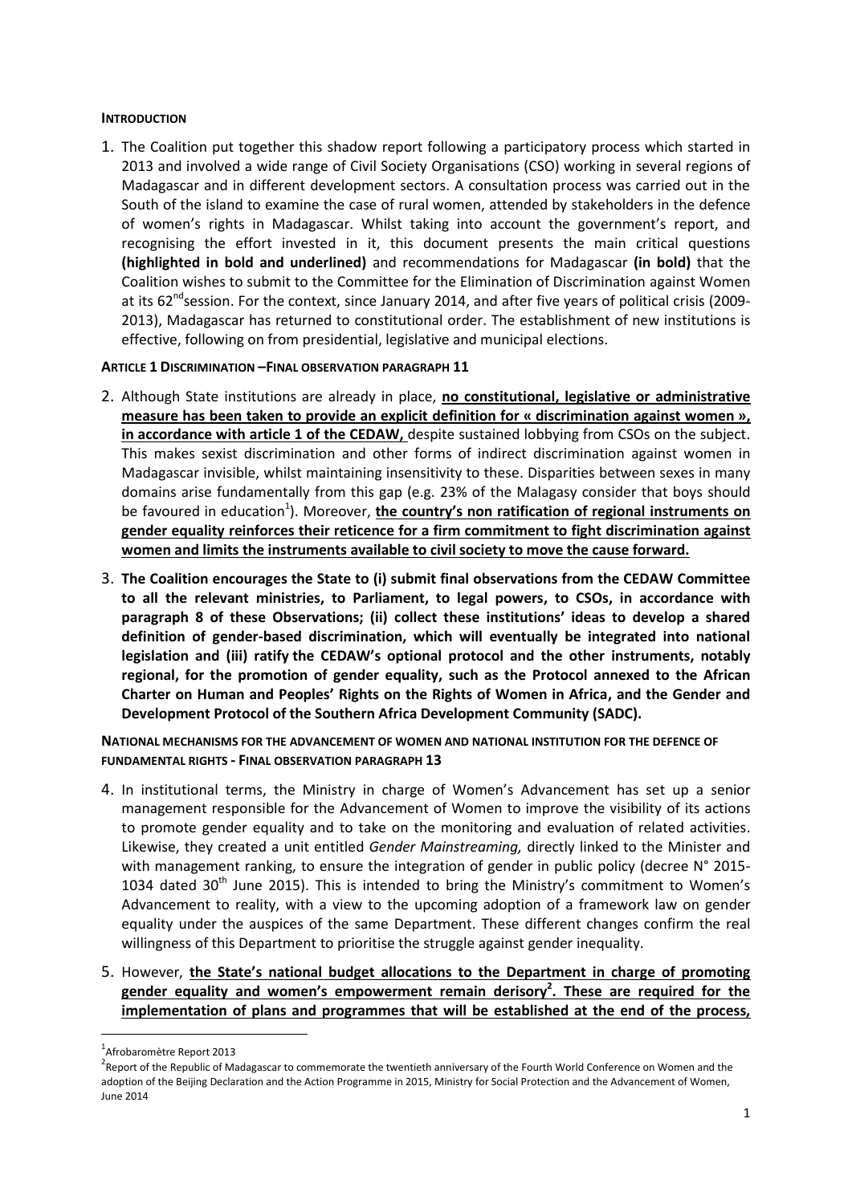**INTRODUCTION**

1. The Coalition put together this shadow report following a participatory process which started in 2013 and involved a wide range of Civil Society Organisations (CSO) working in several regions of Madagascar and in different development sectors. A consultation process was carried out in the South of the island to examine the case of rural women, attended by stakeholders in the defence of women's rights in Madagascar. Whilst taking into account the government's report, and recognising the effort invested in it, this document presents the main critical questions **(highlighted in bold and underlined)** and recommendations for Madagascar **(in bold)** that the Coalition wishes to submit to the Committee for the Elimination of Discrimination against Women at its 62[nd]session. For the context, since January 2014, and after five years of political crisis (2009-2013), Madagascar has returned to constitutional order. The establishment of new institutions is effective, following on from presidential, legislative and municipal elections.

**ARTICLE 1 DISCRIMINATION –FINAL OBSERVATION PARAGRAPH 11**

2. Although State institutions are already in place, **<u>no constitutional, legislative or administrative measure has been taken to provide an explicit definition for « discrimination against women », in accordance with article 1 of the CEDAW,</u>** despite sustained lobbying from CSOs on the subject. This makes sexist discrimination and other forms of indirect discrimination against women in Madagascar invisible, whilst maintaining insensitivity to these. Disparities between sexes in many domains arise fundamentally from this gap (e.g. 23% of the Malagasy consider that boys should be favoured in education[1]). Moreover, **<u>the country's non ratification of regional instruments on gender equality reinforces their reticence for a firm commitment to fight discrimination against women and limits the instruments available to civil society to move the cause forward.</u>**

3. **The Coalition encourages the State to (i) submit final observations from the CEDAW Committee to all the relevant ministries, to Parliament, to legal powers, to CSOs, in accordance with paragraph 8 of these Observations; (ii) collect these institutions' ideas to develop a shared definition of gender-based discrimination, which will eventually be integrated into national legislation and (iii) ratify the CEDAW's optional protocol and the other instruments, notably regional, for the promotion of gender equality, such as the Protocol annexed to the African Charter on Human and Peoples' Rights on the Rights of Women in Africa, and the Gender and Development Protocol of the Southern Africa Development Community (SADC).**

**NATIONAL MECHANISMS FOR THE ADVANCEMENT OF WOMEN AND NATIONAL INSTITUTION FOR THE DEFENCE OF FUNDAMENTAL RIGHTS - FINAL OBSERVATION PARAGRAPH 13**

4. In institutional terms, the Ministry in charge of Women's Advancement has set up a senior management responsible for the Advancement of Women to improve the visibility of its actions to promote gender equality and to take on the monitoring and evaluation of related activities. Likewise, they created a unit entitled *Gender Mainstreaming,* directly linked to the Minister and with management ranking, to ensure the integration of gender in public policy (decree N° 2015-1034 dated 30[th] June 2015). This is intended to bring the Ministry's commitment to Women's Advancement to reality, with a view to the upcoming adoption of a framework law on gender equality under the auspices of the same Department. These different changes confirm the real willingness of this Department to prioritise the struggle against gender inequality.

5. However, **<u>the State's national budget allocations to the Department in charge of promoting gender equality and women's empowerment remain derisory[2]. These are required for the implementation of plans and programmes that will be established at the end of the process,</u>**

---

[1] Afrobaromètre Report 2013

[2] Report of the Republic of Madagascar to commemorate the twentieth anniversary of the Fourth World Conference on Women and the adoption of the Beijing Declaration and the Action Programme in 2015, Ministry for Social Protection and the Advancement of Women, June 2014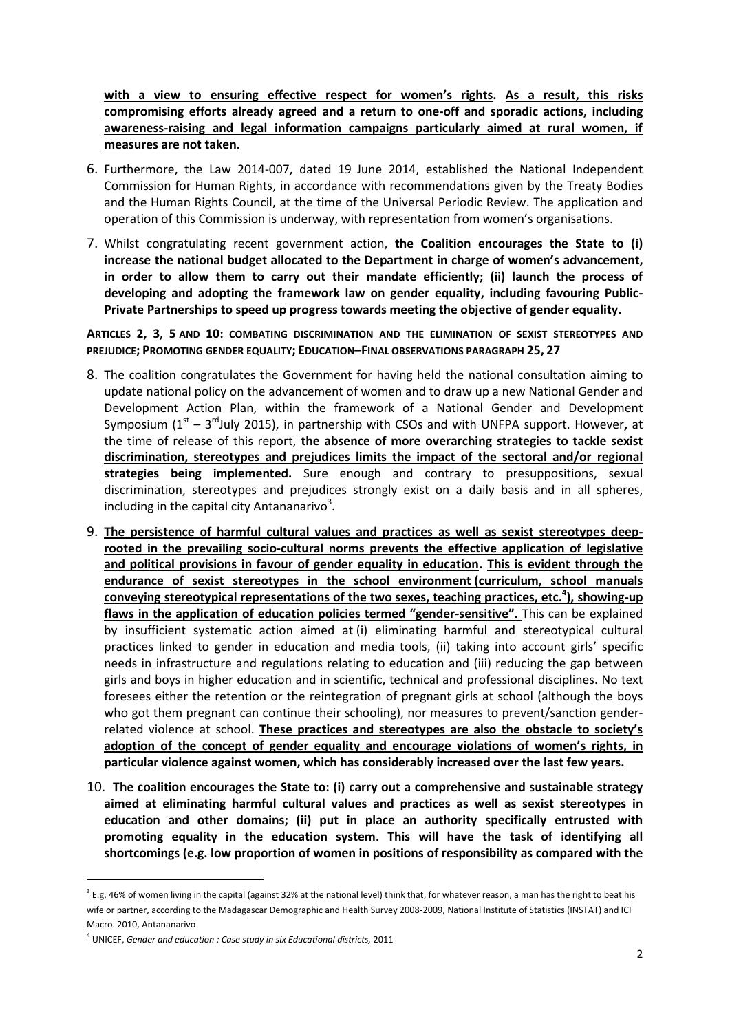**with a view to ensuring effective respect for women's rights. As a result, this risks compromising efforts already agreed and a return to one-off and sporadic actions, including awareness-raising and legal information campaigns particularly aimed at rural women, if measures are not taken.**

6. Furthermore, the Law 2014-007, dated 19 June 2014, established the National Independent Commission for Human Rights, in accordance with recommendations given by the Treaty Bodies and the Human Rights Council, at the time of the Universal Periodic Review. The application and operation of this Commission is underway, with representation from women's organisations.

7. Whilst congratulating recent government action, **the Coalition encourages the State to (i) increase the national budget allocated to the Department in charge of women's advancement, in order to allow them to carry out their mandate efficiently; (ii) launch the process of developing and adopting the framework law on gender equality, including favouring Public-Private Partnerships to speed up progress towards meeting the objective of gender equality.**

**ARTICLES 2, 3, 5 AND 10: COMBATING DISCRIMINATION AND THE ELIMINATION OF SEXIST STEREOTYPES AND PREJUDICE; PROMOTING GENDER EQUALITY; EDUCATION–FINAL OBSERVATIONS PARAGRAPH 25, 27**

8. The coalition congratulates the Government for having held the national consultation aiming to update national policy on the advancement of women and to draw up a new National Gender and Development Action Plan, within the framework of a National Gender and Development Symposium (1st – 3rd July 2015), in partnership with CSOs and with UNFPA support. However**,** at the time of release of this report, **the absence of more overarching strategies to tackle sexist discrimination, stereotypes and prejudices limits the impact of the sectoral and/or regional strategies being implemented.** Sure enough and contrary to presuppositions, sexual discrimination, stereotypes and prejudices strongly exist on a daily basis and in all spheres, including in the capital city Antananarivo[3].

9. **The persistence of harmful cultural values and practices as well as sexist stereotypes deep-rooted in the prevailing socio-cultural norms prevents the effective application of legislative and political provisions in favour of gender equality in education. This is evident through the endurance of sexist stereotypes in the school environment (curriculum, school manuals conveying stereotypical representations of the two sexes, teaching practices, etc.[4]), showing-up flaws in the application of education policies termed "gender-sensitive".** This can be explained by insufficient systematic action aimed at (i) eliminating harmful and stereotypical cultural practices linked to gender in education and media tools, (ii) taking into account girls' specific needs in infrastructure and regulations relating to education and (iii) reducing the gap between girls and boys in higher education and in scientific, technical and professional disciplines. No text foresees either the retention or the reintegration of pregnant girls at school (although the boys who got them pregnant can continue their schooling), nor measures to prevent/sanction gender-related violence at school. **These practices and stereotypes are also the obstacle to society's adoption of the concept of gender equality and encourage violations of women's rights, in particular violence against women, which has considerably increased over the last few years.**

10. **The coalition encourages the State to: (i) carry out a comprehensive and sustainable strategy aimed at eliminating harmful cultural values and practices as well as sexist stereotypes in education and other domains; (ii) put in place an authority specifically entrusted with promoting equality in the education system. This will have the task of identifying all shortcomings (e.g. low proportion of women in positions of responsibility as compared with the**

---

[3] E.g. 46% of women living in the capital (against 32% at the national level) think that, for whatever reason, a man has the right to beat his wife or partner, according to the Madagascar Demographic and Health Survey 2008-2009, National Institute of Statistics (INSTAT) and ICF Macro. 2010, Antananarivo

[4] UNICEF, *Gender and education : Case study in six Educational districts,* 2011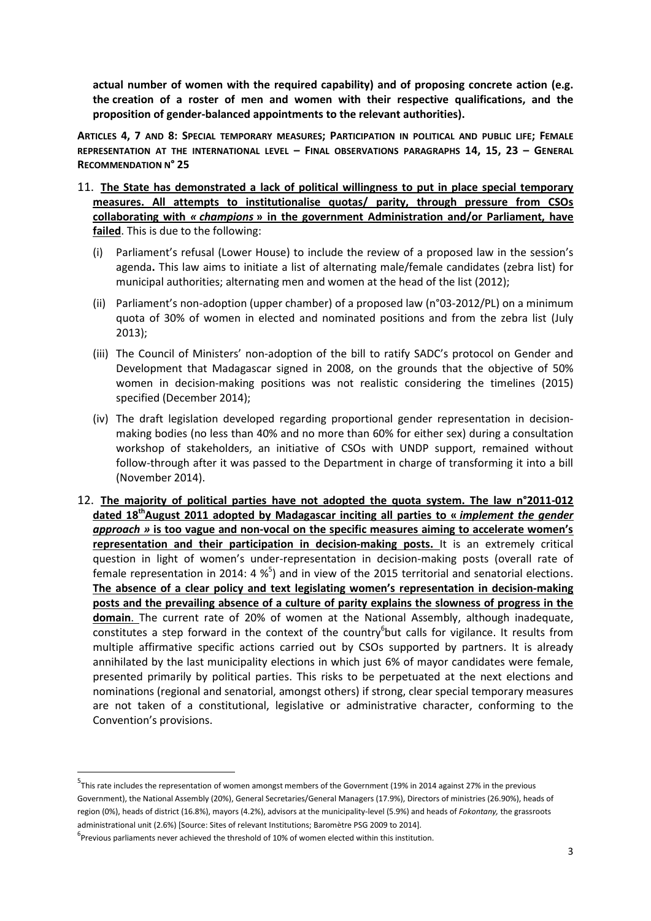**actual number of women with the required capability) and of proposing concrete action (e.g. the creation of a roster of men and women with their respective qualifications, and the proposition of gender-balanced appointments to the relevant authorities).**

**ARTICLES 4, 7 AND 8: SPECIAL TEMPORARY MEASURES; PARTICIPATION IN POLITICAL AND PUBLIC LIFE; FEMALE REPRESENTATION AT THE INTERNATIONAL LEVEL – FINAL OBSERVATIONS PARAGRAPHS 14, 15, 23 – GENERAL RECOMMENDATION N° 25**

11. **The State has demonstrated a lack of political willingness to put in place special temporary measures. All attempts to institutionalise quotas/ parity, through pressure from CSOs collaborating with *« champions »* in the government Administration and/or Parliament, have failed**. This is due to the following:
    - (i) Parliament's refusal (Lower House) to include the review of a proposed law in the session's agenda**.** This law aims to initiate a list of alternating male/female candidates (zebra list) for municipal authorities; alternating men and women at the head of the list (2012);
    - (ii) Parliament's non-adoption (upper chamber) of a proposed law (n°03-2012/PL) on a minimum quota of 30% of women in elected and nominated positions and from the zebra list (July 2013);
    - (iii) The Council of Ministers' non-adoption of the bill to ratify SADC's protocol on Gender and Development that Madagascar signed in 2008, on the grounds that the objective of 50% women in decision-making positions was not realistic considering the timelines (2015) specified (December 2014);
    - (iv) The draft legislation developed regarding proportional gender representation in decision-making bodies (no less than 40% and no more than 60% for either sex) during a consultation workshop of stakeholders, an initiative of CSOs with UNDP support, remained without follow-through after it was passed to the Department in charge of transforming it into a bill (November 2014).

12. **The majority of political parties have not adopted the quota system. The law n°2011-012 dated 18th August 2011 adopted by Madagascar inciting all parties to « *implement the gender approach »* is too vague and non-vocal on the specific measures aiming to accelerate women's representation and their participation in decision-making posts.** It is an extremely critical question in light of women's under-representation in decision-making posts (overall rate of female representation in 2014: 4 %[5]) and in view of the 2015 territorial and senatorial elections. **The absence of a clear policy and text legislating women's representation in decision-making posts and the prevailing absence of a culture of parity explains the slowness of progress in the domain**. The current rate of 20% of women at the National Assembly, although inadequate, constitutes a step forward in the context of the country[6] but calls for vigilance. It results from multiple affirmative specific actions carried out by CSOs supported by partners. It is already annihilated by the last municipality elections in which just 6% of mayor candidates were female, presented primarily by political parties. This risks to be perpetuated at the next elections and nominations (regional and senatorial, amongst others) if strong, clear special temporary measures are not taken of a constitutional, legislative or administrative character, conforming to the Convention's provisions.

---

[5] This rate includes the representation of women amongst members of the Government (19% in 2014 against 27% in the previous Government), the National Assembly (20%), General Secretaries/General Managers (17.9%), Directors of ministries (26.90%), heads of region (0%), heads of district (16.8%), mayors (4.2%), advisors at the municipality-level (5.9%) and heads of *Fokontany,* the grassroots administrational unit (2.6%) [Source: Sites of relevant Institutions; Baromètre PSG 2009 to 2014].

[6] Previous parliaments never achieved the threshold of 10% of women elected within this institution.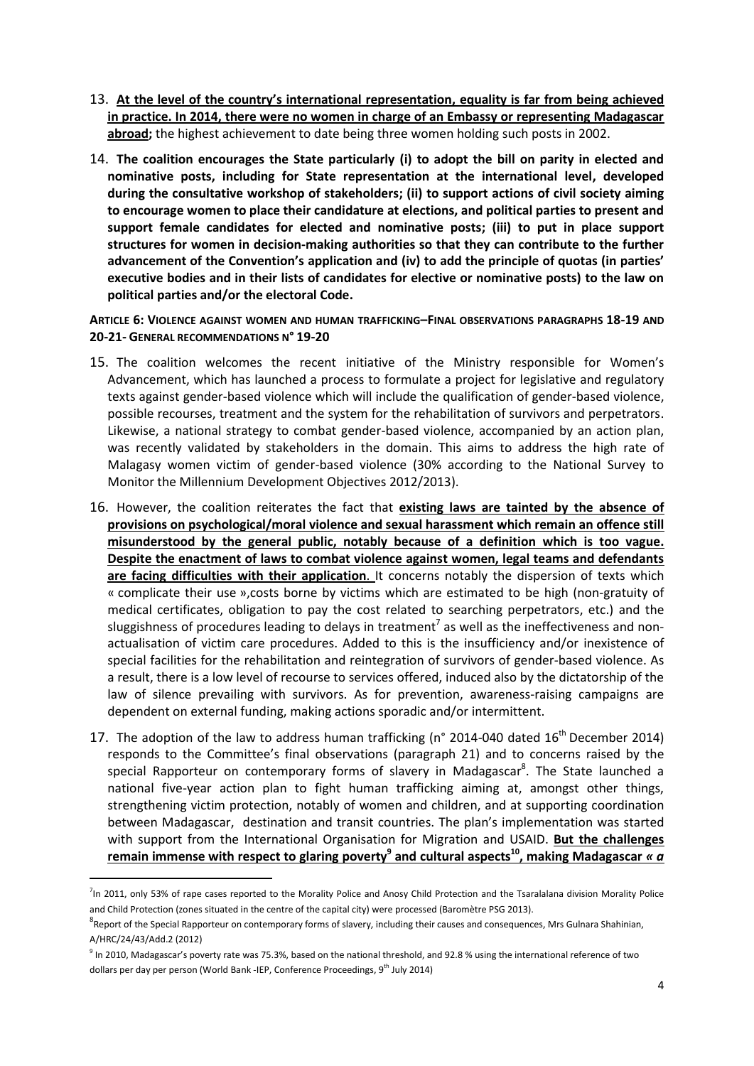13. **At the level of the country's international representation, equality is far from being achieved in practice. In 2014, there were no women in charge of an Embassy or representing Madagascar abroad;** the highest achievement to date being three women holding such posts in 2002.

14. **The coalition encourages the State particularly (i) to adopt the bill on parity in elected and nominative posts, including for State representation at the international level, developed during the consultative workshop of stakeholders; (ii) to support actions of civil society aiming to encourage women to place their candidature at elections, and political parties to present and support female candidates for elected and nominative posts; (iii) to put in place support structures for women in decision-making authorities so that they can contribute to the further advancement of the Convention's application and (iv) to add the principle of quotas (in parties' executive bodies and in their lists of candidates for elective or nominative posts) to the law on political parties and/or the electoral Code.**

**ARTICLE 6: VIOLENCE AGAINST WOMEN AND HUMAN TRAFFICKING–FINAL OBSERVATIONS PARAGRAPHS 18-19 AND 20-21- GENERAL RECOMMENDATIONS N° 19-20**

15. The coalition welcomes the recent initiative of the Ministry responsible for Women's Advancement, which has launched a process to formulate a project for legislative and regulatory texts against gender-based violence which will include the qualification of gender-based violence, possible recourses, treatment and the system for the rehabilitation of survivors and perpetrators. Likewise, a national strategy to combat gender-based violence, accompanied by an action plan, was recently validated by stakeholders in the domain. This aims to address the high rate of Malagasy women victim of gender-based violence (30% according to the National Survey to Monitor the Millennium Development Objectives 2012/2013).

16. However, the coalition reiterates the fact that **existing laws are tainted by the absence of provisions on psychological/moral violence and sexual harassment which remain an offence still misunderstood by the general public, notably because of a definition which is too vague. Despite the enactment of laws to combat violence against women, legal teams and defendants are facing difficulties with their application.** It concerns notably the dispersion of texts which « complicate their use »,costs borne by victims which are estimated to be high (non-gratuity of medical certificates, obligation to pay the cost related to searching perpetrators, etc.) and the sluggishness of procedures leading to delays in treatment[7] as well as the ineffectiveness and non-actualisation of victim care procedures. Added to this is the insufficiency and/or inexistence of special facilities for the rehabilitation and reintegration of survivors of gender-based violence. As a result, there is a low level of recourse to services offered, induced also by the dictatorship of the law of silence prevailing with survivors. As for prevention, awareness-raising campaigns are dependent on external funding, making actions sporadic and/or intermittent.

17. The adoption of the law to address human trafficking (n° 2014-040 dated 16[th] December 2014) responds to the Committee's final observations (paragraph 21) and to concerns raised by the special Rapporteur on contemporary forms of slavery in Madagascar[8]. The State launched a national five-year action plan to fight human trafficking aiming at, amongst other things, strengthening victim protection, notably of women and children, and at supporting coordination between Madagascar, destination and transit countries. The plan's implementation was started with support from the International Organisation for Migration and USAID. **But the challenges remain immense with respect to glaring poverty[9] and cultural aspects[10], making Madagascar *« a***

---

[7] In 2011, only 53% of rape cases reported to the Morality Police and Anosy Child Protection and the Tsaralalana division Morality Police and Child Protection (zones situated in the centre of the capital city) were processed (Baromètre PSG 2013).

[8] Report of the Special Rapporteur on contemporary forms of slavery, including their causes and consequences, Mrs Gulnara Shahinian, A/HRC/24/43/Add.2 (2012)

[9] In 2010, Madagascar's poverty rate was 75.3%, based on the national threshold, and 92.8 % using the international reference of two dollars per day per person (World Bank -IEP, Conference Proceedings, 9[th] July 2014)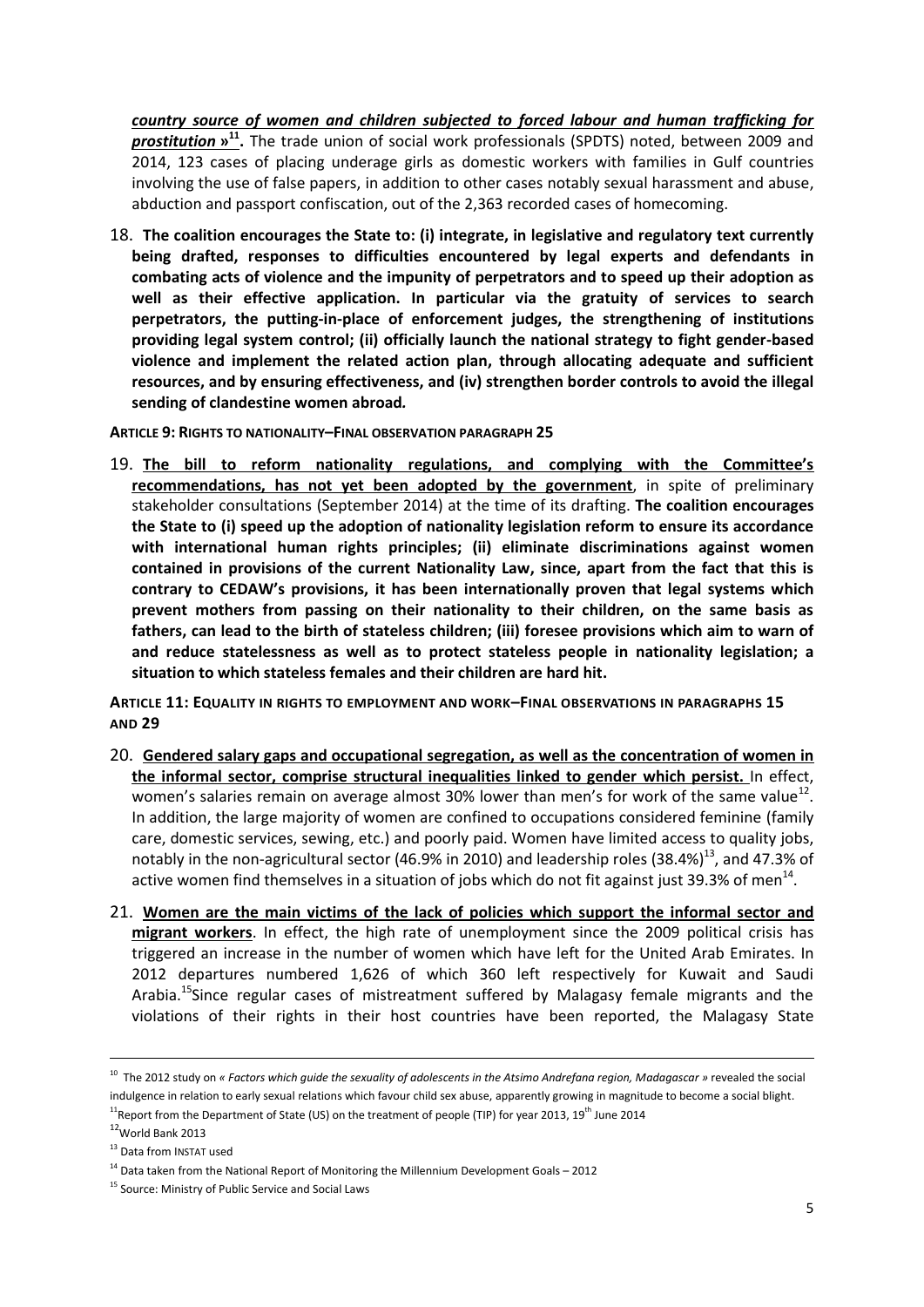***country source of women and children subjected to forced labour and human trafficking for prostitution »[11].*** The trade union of social work professionals (SPDTS) noted, between 2009 and 2014, 123 cases of placing underage girls as domestic workers with families in Gulf countries involving the use of false papers, in addition to other cases notably sexual harassment and abuse, abduction and passport confiscation, out of the 2,363 recorded cases of homecoming.

18. **The coalition encourages the State to: (i) integrate, in legislative and regulatory text currently being drafted, responses to difficulties encountered by legal experts and defendants in combating acts of violence and the impunity of perpetrators and to speed up their adoption as well as their effective application. In particular via the gratuity of services to search perpetrators, the putting-in-place of enforcement judges, the strengthening of institutions providing legal system control; (ii) officially launch the national strategy to fight gender-based violence and implement the related action plan, through allocating adequate and sufficient resources, and by ensuring effectiveness, and (iv) strengthen border controls to avoid the illegal sending of clandestine women abroad.**

**ARTICLE 9: RIGHTS TO NATIONALITY–FINAL OBSERVATION PARAGRAPH 25**

19. **The bill to reform nationality regulations, and complying with the Committee's recommendations, has not yet been adopted by the government**, in spite of preliminary stakeholder consultations (September 2014) at the time of its drafting. **The coalition encourages the State to (i) speed up the adoption of nationality legislation reform to ensure its accordance with international human rights principles; (ii) eliminate discriminations against women contained in provisions of the current Nationality Law, since, apart from the fact that this is contrary to CEDAW's provisions, it has been internationally proven that legal systems which prevent mothers from passing on their nationality to their children, on the same basis as fathers, can lead to the birth of stateless children; (iii) foresee provisions which aim to warn of and reduce statelessness as well as to protect stateless people in nationality legislation; a situation to which stateless females and their children are hard hit.**

**ARTICLE 11: EQUALITY IN RIGHTS TO EMPLOYMENT AND WORK–FINAL OBSERVATIONS IN PARAGRAPHS 15 AND 29**

20. **Gendered salary gaps and occupational segregation, as well as the concentration of women in the informal sector, comprise structural inequalities linked to gender which persist.** In effect, women's salaries remain on average almost 30% lower than men's for work of the same value[12]. In addition, the large majority of women are confined to occupations considered feminine (family care, domestic services, sewing, etc.) and poorly paid. Women have limited access to quality jobs, notably in the non-agricultural sector (46.9% in 2010) and leadership roles (38.4%)[13], and 47.3% of active women find themselves in a situation of jobs which do not fit against just 39.3% of men[14].

21. **Women are the main victims of the lack of policies which support the informal sector and migrant workers**. In effect, the high rate of unemployment since the 2009 political crisis has triggered an increase in the number of women which have left for the United Arab Emirates. In 2012 departures numbered 1,626 of which 360 left respectively for Kuwait and Saudi Arabia.[15]Since regular cases of mistreatment suffered by Malagasy female migrants and the violations of their rights in their host countries have been reported, the Malagasy State

---

[10] The 2012 study on *« Factors which guide the sexuality of adolescents in the Atsimo Andrefana region, Madagascar »* revealed the social indulgence in relation to early sexual relations which favour child sex abuse, apparently growing in magnitude to become a social blight.

[11] Report from the Department of State (US) on the treatment of people (TIP) for year 2013, 19th June 2014

[12] World Bank 2013

[13] Data from INSTAT used

[14] Data taken from the National Report of Monitoring the Millennium Development Goals – 2012

[15] Source: Ministry of Public Service and Social Laws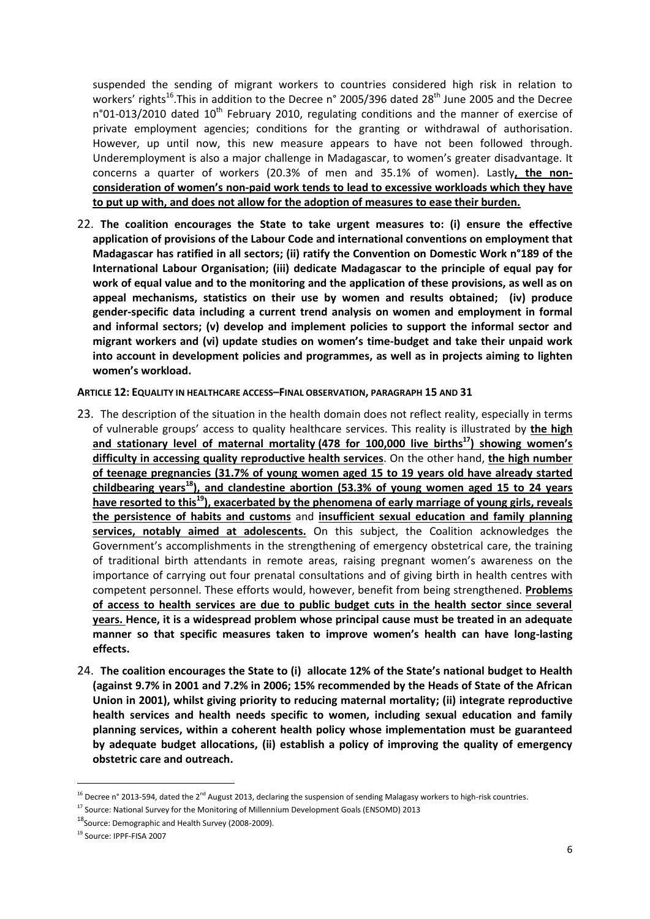suspended the sending of migrant workers to countries considered high risk in relation to workers' rights[16].This in addition to the Decree n° 2005/396 dated 28th June 2005 and the Decree n°01-013/2010 dated 10th February 2010, regulating conditions and the manner of exercise of private employment agencies; conditions for the granting or withdrawal of authorisation. However, up until now, this new measure appears to have not been followed through. Underemployment is also a major challenge in Madagascar, to women's greater disadvantage. It concerns a quarter of workers (20.3% of men and 35.1% of women). Lastly**, the non-consideration of women's non-paid work tends to lead to excessive workloads which they have to put up with, and does not allow for the adoption of measures to ease their burden.**

22. **The coalition encourages the State to take urgent measures to: (i) ensure the effective application of provisions of the Labour Code and international conventions on employment that Madagascar has ratified in all sectors; (ii) ratify the Convention on Domestic Work n°189 of the International Labour Organisation; (iii) dedicate Madagascar to the principle of equal pay for work of equal value and to the monitoring and the application of these provisions, as well as on appeal mechanisms, statistics on their use by women and results obtained; (iv) produce gender-specific data including a current trend analysis on women and employment in formal and informal sectors; (v) develop and implement policies to support the informal sector and migrant workers and (vi) update studies on women's time-budget and take their unpaid work into account in development policies and programmes, as well as in projects aiming to lighten women's workload.**

**ARTICLE 12: EQUALITY IN HEALTHCARE ACCESS–FINAL OBSERVATION, PARAGRAPH 15 AND 31**

23. The description of the situation in the health domain does not reflect reality, especially in terms of vulnerable groups' access to quality healthcare services. This reality is illustrated by **the high and stationary level of maternal mortality (478 for 100,000 live births[17]) showing women's difficulty in accessing quality reproductive health services**. On the other hand, **the high number of teenage pregnancies (31.7% of young women aged 15 to 19 years old have already started childbearing years[18]), and clandestine abortion (53.3% of young women aged 15 to 24 years have resorted to this[19]), exacerbated by the phenomena of early marriage of young girls, reveals the persistence of habits and customs** and **insufficient sexual education and family planning services, notably aimed at adolescents.** On this subject, the Coalition acknowledges the Government's accomplishments in the strengthening of emergency obstetrical care, the training of traditional birth attendants in remote areas, raising pregnant women's awareness on the importance of carrying out four prenatal consultations and of giving birth in health centres with competent personnel. These efforts would, however, benefit from being strengthened. **Problems of access to health services are due to public budget cuts in the health sector since several years. Hence, it is a widespread problem whose principal cause must be treated in an adequate manner so that specific measures taken to improve women's health can have long-lasting effects.**

24. **The coalition encourages the State to (i) allocate 12% of the State's national budget to Health (against 9.7% in 2001 and 7.2% in 2006; 15% recommended by the Heads of State of the African Union in 2001), whilst giving priority to reducing maternal mortality; (ii) integrate reproductive health services and health needs specific to women, including sexual education and family planning services, within a coherent health policy whose implementation must be guaranteed by adequate budget allocations, (ii) establish a policy of improving the quality of emergency obstetric care and outreach.**

---

[16] Decree n° 2013-594, dated the 2nd August 2013, declaring the suspension of sending Malagasy workers to high-risk countries.

[17] Source: National Survey for the Monitoring of Millennium Development Goals (ENSOMD) 2013

[18] Source: Demographic and Health Survey (2008-2009).

[19] Source: IPPF-FISA 2007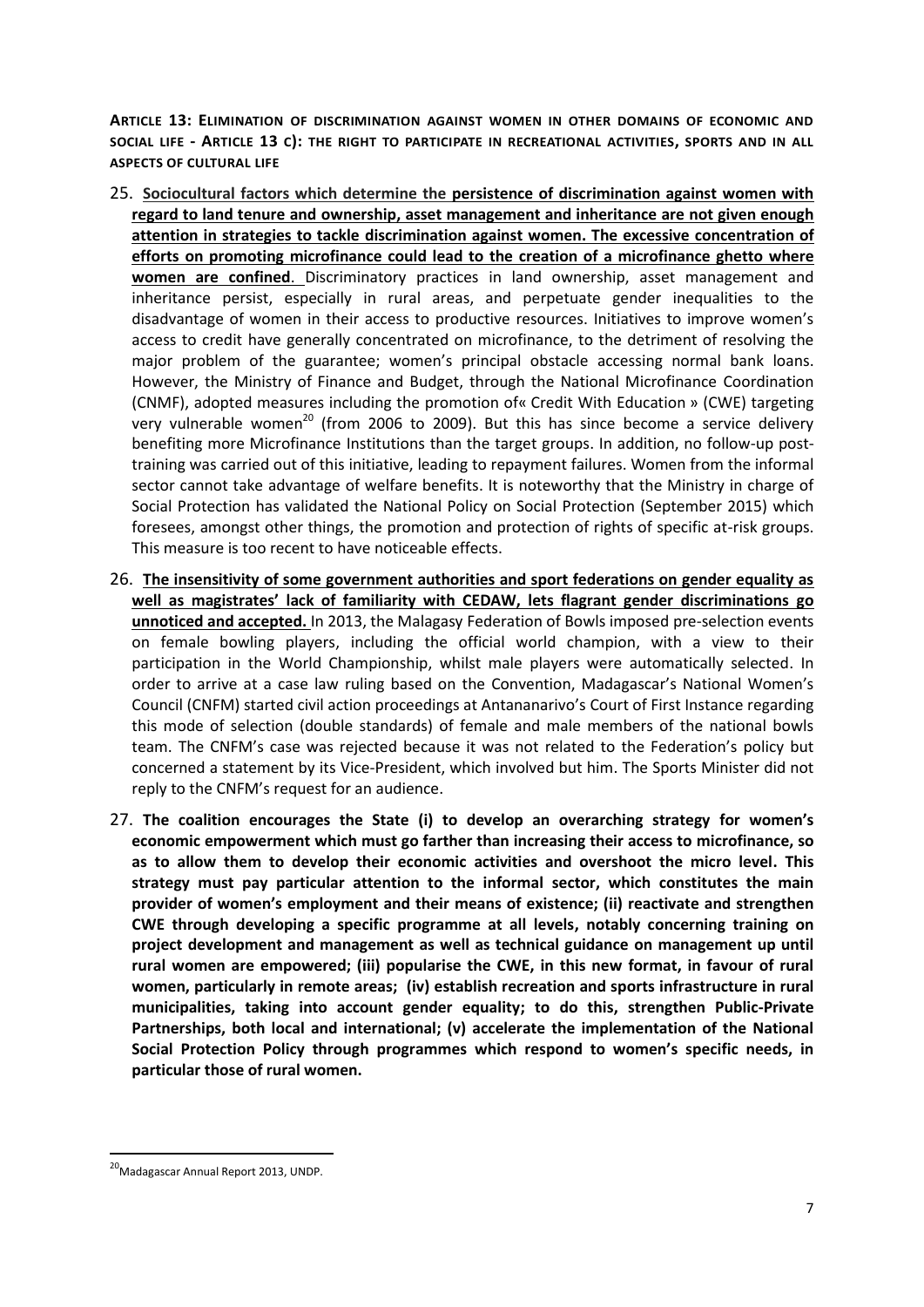**Article 13: Elimination of discrimination against women in other domains of economic and social life - Article 13 c): the right to participate in recreational activities, sports and in all aspects of cultural life**

25. **Sociocultural factors which determine the persistence of discrimination against women with regard to land tenure and ownership, asset management and inheritance are not given enough attention in strategies to tackle discrimination against women. The excessive concentration of efforts on promoting microfinance could lead to the creation of a microfinance ghetto where women are confined**. Discriminatory practices in land ownership, asset management and inheritance persist, especially in rural areas, and perpetuate gender inequalities to the disadvantage of women in their access to productive resources. Initiatives to improve women's access to credit have generally concentrated on microfinance, to the detriment of resolving the major problem of the guarantee; women's principal obstacle accessing normal bank loans. However, the Ministry of Finance and Budget, through the National Microfinance Coordination (CNMF), adopted measures including the promotion of« Credit With Education » (CWE) targeting very vulnerable women[20] (from 2006 to 2009). But this has since become a service delivery benefiting more Microfinance Institutions than the target groups. In addition, no follow-up post-training was carried out of this initiative, leading to repayment failures. Women from the informal sector cannot take advantage of welfare benefits. It is noteworthy that the Ministry in charge of Social Protection has validated the National Policy on Social Protection (September 2015) which foresees, amongst other things, the promotion and protection of rights of specific at-risk groups. This measure is too recent to have noticeable effects.

26. **The insensitivity of some government authorities and sport federations on gender equality as well as magistrates' lack of familiarity with CEDAW, lets flagrant gender discriminations go unnoticed and accepted.** In 2013, the Malagasy Federation of Bowls imposed pre-selection events on female bowling players, including the official world champion, with a view to their participation in the World Championship, whilst male players were automatically selected. In order to arrive at a case law ruling based on the Convention, Madagascar's National Women's Council (CNFM) started civil action proceedings at Antananarivo's Court of First Instance regarding this mode of selection (double standards) of female and male members of the national bowls team. The CNFM's case was rejected because it was not related to the Federation's policy but concerned a statement by its Vice-President, which involved but him. The Sports Minister did not reply to the CNFM's request for an audience.

27. **The coalition encourages the State (i) to develop an overarching strategy for women's economic empowerment which must go farther than increasing their access to microfinance, so as to allow them to develop their economic activities and overshoot the micro level. This strategy must pay particular attention to the informal sector, which constitutes the main provider of women's employment and their means of existence; (ii) reactivate and strengthen CWE through developing a specific programme at all levels, notably concerning training on project development and management as well as technical guidance on management up until rural women are empowered; (iii) popularise the CWE, in this new format, in favour of rural women, particularly in remote areas; (iv) establish recreation and sports infrastructure in rural municipalities, taking into account gender equality; to do this, strengthen Public-Private Partnerships, both local and international; (v) accelerate the implementation of the National Social Protection Policy through programmes which respond to women's specific needs, in particular those of rural women.**

[20] Madagascar Annual Report 2013, UNDP.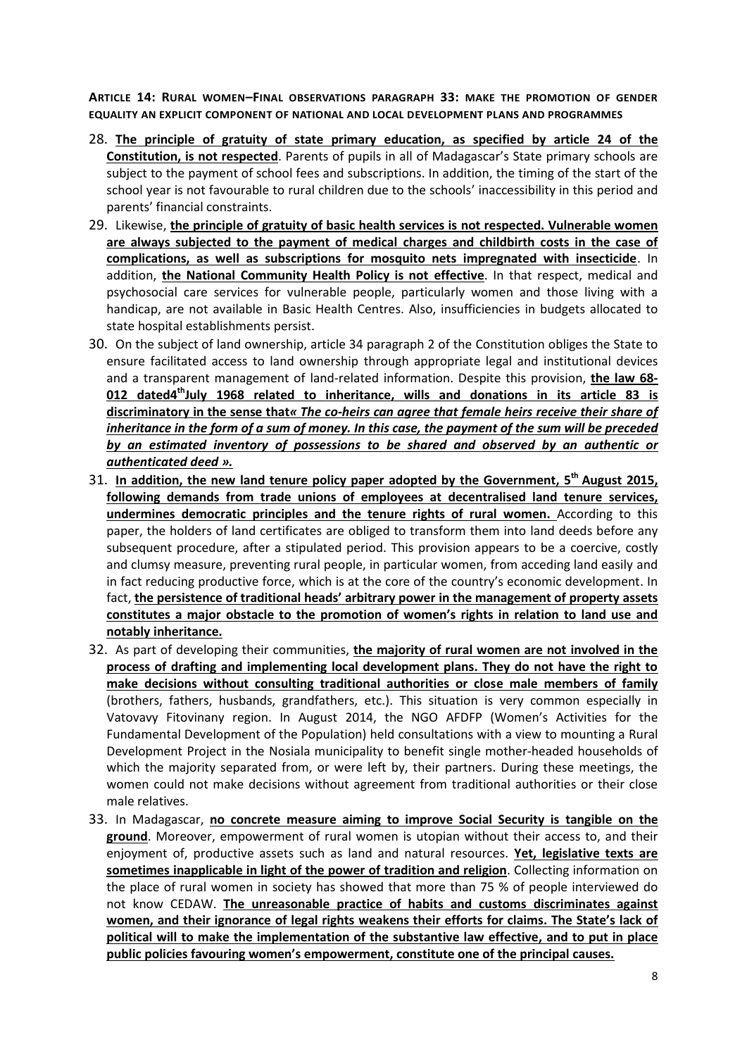**ARTICLE 14: RURAL WOMEN–FINAL OBSERVATIONS PARAGRAPH 33: MAKE THE PROMOTION OF GENDER EQUALITY AN EXPLICIT COMPONENT OF NATIONAL AND LOCAL DEVELOPMENT PLANS AND PROGRAMMES**

28. **The principle of gratuity of state primary education, as specified by article 24 of the Constitution, is not respected**. Parents of pupils in all of Madagascar's State primary schools are subject to the payment of school fees and subscriptions. In addition, the timing of the start of the school year is not favourable to rural children due to the schools' inaccessibility in this period and parents' financial constraints.
29. Likewise, **the principle of gratuity of basic health services is not respected. Vulnerable women are always subjected to the payment of medical charges and childbirth costs in the case of complications, as well as subscriptions for mosquito nets impregnated with insecticide**. In addition, **the National Community Health Policy is not effective**. In that respect, medical and psychosocial care services for vulnerable people, particularly women and those living with a handicap, are not available in Basic Health Centres. Also, insufficiencies in budgets allocated to state hospital establishments persist.
30. On the subject of land ownership, article 34 paragraph 2 of the Constitution obliges the State to ensure facilitated access to land ownership through appropriate legal and institutional devices and a transparent management of land-related information. Despite this provision, **the law 68-012 dated4th July 1968 related to inheritance, wills and donations in its article 83 is discriminatory in the sense that*« The co-heirs can agree that female heirs receive their share of inheritance in the form of a sum of money. In this case, the payment of the sum will be preceded by an estimated inventory of possessions to be shared and observed by an authentic or authenticated deed ».***
31. **In addition, the new land tenure policy paper adopted by the Government, 5th August 2015, following demands from trade unions of employees at decentralised land tenure services, undermines democratic principles and the tenure rights of rural women.** According to this paper, the holders of land certificates are obliged to transform them into land deeds before any subsequent procedure, after a stipulated period. This provision appears to be a coercive, costly and clumsy measure, preventing rural people, in particular women, from acceding land easily and in fact reducing productive force, which is at the core of the country's economic development. In fact, **the persistence of traditional heads' arbitrary power in the management of property assets constitutes a major obstacle to the promotion of women's rights in relation to land use and notably inheritance.**
32. As part of developing their communities, **the majority of rural women are not involved in the process of drafting and implementing local development plans. They do not have the right to make decisions without consulting traditional authorities or close male members of family** (brothers, fathers, husbands, grandfathers, etc.). This situation is very common especially in Vatovavy Fitovinany region. In August 2014, the NGO AFDFP (Women's Activities for the Fundamental Development of the Population) held consultations with a view to mounting a Rural Development Project in the Nosiala municipality to benefit single mother-headed households of which the majority separated from, or were left by, their partners. During these meetings, the women could not make decisions without agreement from traditional authorities or their close male relatives.
33. In Madagascar, **no concrete measure aiming to improve Social Security is tangible on the ground**. Moreover, empowerment of rural women is utopian without their access to, and their enjoyment of, productive assets such as land and natural resources. **Yet, legislative texts are sometimes inapplicable in light of the power of tradition and religion**. Collecting information on the place of rural women in society has showed that more than 75 % of people interviewed do not know CEDAW. **The unreasonable practice of habits and customs discriminates against women, and their ignorance of legal rights weakens their efforts for claims. The State's lack of political will to make the implementation of the substantive law effective, and to put in place public policies favouring women's empowerment, constitute one of the principal causes.**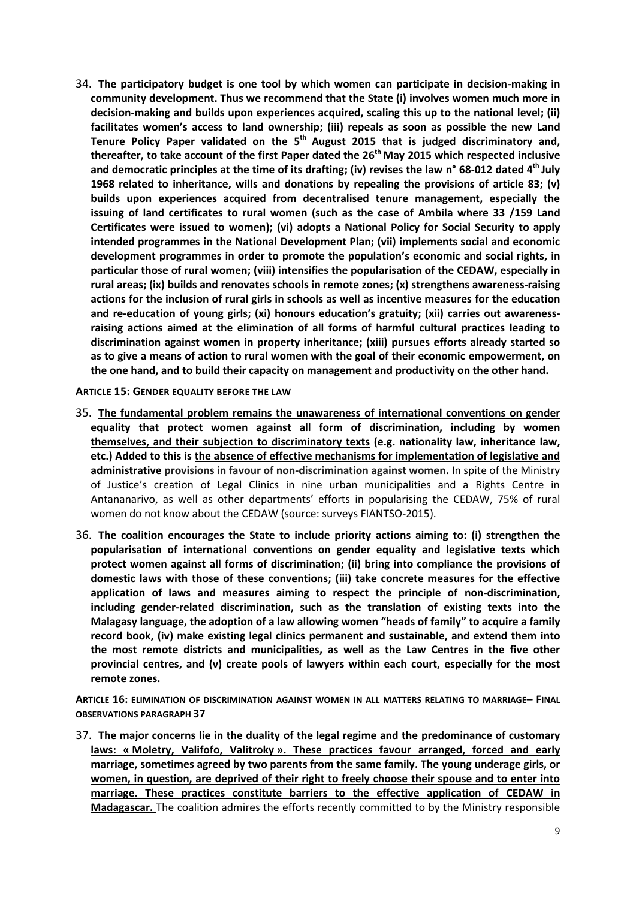34. **The participatory budget is one tool by which women can participate in decision-making in community development. Thus we recommend that the State (i) involves women much more in decision-making and builds upon experiences acquired, scaling this up to the national level; (ii) facilitates women's access to land ownership; (iii) repeals as soon as possible the new Land Tenure Policy Paper validated on the 5th August 2015 that is judged discriminatory and, thereafter, to take account of the first Paper dated the 26th May 2015 which respected inclusive and democratic principles at the time of its drafting; (iv) revises the law n° 68-012 dated 4th July 1968 related to inheritance, wills and donations by repealing the provisions of article 83; (v) builds upon experiences acquired from decentralised tenure management, especially the issuing of land certificates to rural women (such as the case of Ambila where 33 /159 Land Certificates were issued to women); (vi) adopts a National Policy for Social Security to apply intended programmes in the National Development Plan; (vii) implements social and economic development programmes in order to promote the population's economic and social rights, in particular those of rural women; (viii) intensifies the popularisation of the CEDAW, especially in rural areas; (ix) builds and renovates schools in remote zones; (x) strengthens awareness-raising actions for the inclusion of rural girls in schools as well as incentive measures for the education and re-education of young girls; (xi) honours education's gratuity; (xii) carries out awareness-raising actions aimed at the elimination of all forms of harmful cultural practices leading to discrimination against women in property inheritance; (xiii) pursues efforts already started so as to give a means of action to rural women with the goal of their economic empowerment, on the one hand, and to build their capacity on management and productivity on the other hand.**

**ARTICLE 15: GENDER EQUALITY BEFORE THE LAW**

35. **The fundamental problem remains the unawareness of international conventions on gender equality that protect women against all form of discrimination, including by women themselves, and their subjection to discriminatory texts (e.g. nationality law, inheritance law, etc.) Added to this is the absence of effective mechanisms for implementation of legislative and administrative provisions in favour of non-discrimination against women.** In spite of the Ministry of Justice's creation of Legal Clinics in nine urban municipalities and a Rights Centre in Antananarivo, as well as other departments' efforts in popularising the CEDAW, 75% of rural women do not know about the CEDAW (source: surveys FIANTSO-2015).

36. **The coalition encourages the State to include priority actions aiming to: (i) strengthen the popularisation of international conventions on gender equality and legislative texts which protect women against all forms of discrimination; (ii) bring into compliance the provisions of domestic laws with those of these conventions; (iii) take concrete measures for the effective application of laws and measures aiming to respect the principle of non-discrimination, including gender-related discrimination, such as the translation of existing texts into the Malagasy language, the adoption of a law allowing women "heads of family" to acquire a family record book, (iv) make existing legal clinics permanent and sustainable, and extend them into the most remote districts and municipalities, as well as the Law Centres in the five other provincial centres, and (v) create pools of lawyers within each court, especially for the most remote zones.**

**ARTICLE 16: ELIMINATION OF DISCRIMINATION AGAINST WOMEN IN ALL MATTERS RELATING TO MARRIAGE– FINAL OBSERVATIONS PARAGRAPH 37**

37. **The major concerns lie in the duality of the legal regime and the predominance of customary laws: « Moletry, Valifofo, Valitroky ». These practices favour arranged, forced and early marriage, sometimes agreed by two parents from the same family. The young underage girls, or women, in question, are deprived of their right to freely choose their spouse and to enter into marriage. These practices constitute barriers to the effective application of CEDAW in Madagascar.** The coalition admires the efforts recently committed to by the Ministry responsible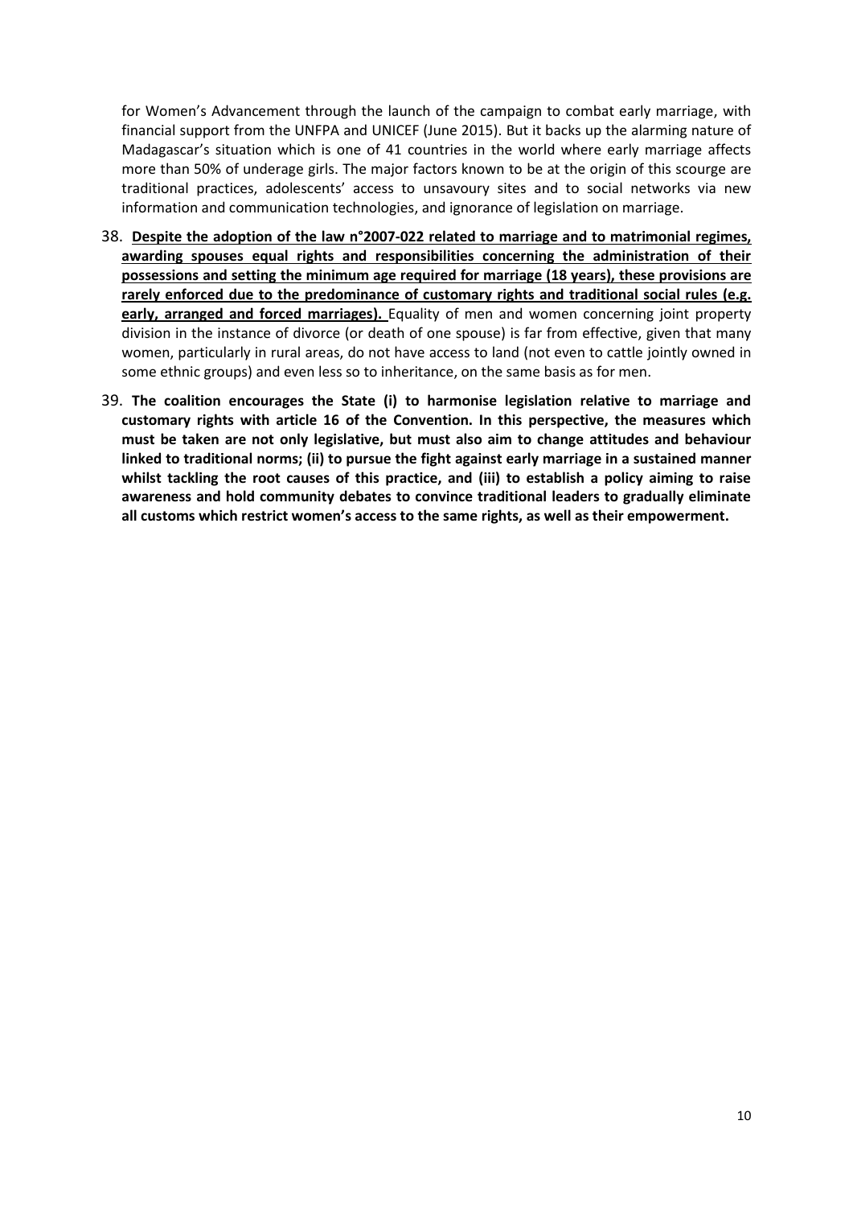for Women's Advancement through the launch of the campaign to combat early marriage, with financial support from the UNFPA and UNICEF (June 2015). But it backs up the alarming nature of Madagascar's situation which is one of 41 countries in the world where early marriage affects more than 50% of underage girls. The major factors known to be at the origin of this scourge are traditional practices, adolescents' access to unsavoury sites and to social networks via new information and communication technologies, and ignorance of legislation on marriage.

38. **Despite the adoption of the law n°2007-022 related to marriage and to matrimonial regimes, awarding spouses equal rights and responsibilities concerning the administration of their possessions and setting the minimum age required for marriage (18 years), these provisions are rarely enforced due to the predominance of customary rights and traditional social rules (e.g. early, arranged and forced marriages).** Equality of men and women concerning joint property division in the instance of divorce (or death of one spouse) is far from effective, given that many women, particularly in rural areas, do not have access to land (not even to cattle jointly owned in some ethnic groups) and even less so to inheritance, on the same basis as for men.

39. **The coalition encourages the State (i) to harmonise legislation relative to marriage and customary rights with article 16 of the Convention. In this perspective, the measures which must be taken are not only legislative, but must also aim to change attitudes and behaviour linked to traditional norms; (ii) to pursue the fight against early marriage in a sustained manner whilst tackling the root causes of this practice, and (iii) to establish a policy aiming to raise awareness and hold community debates to convince traditional leaders to gradually eliminate all customs which restrict women's access to the same rights, as well as their empowerment.**